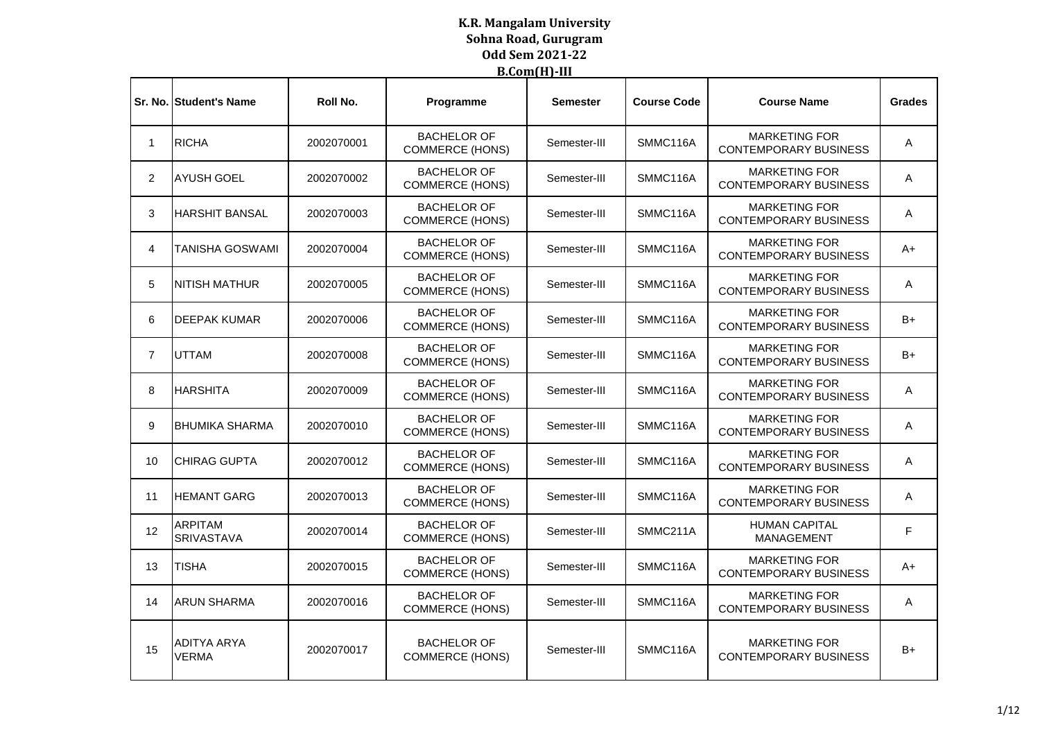**K.R. Mangalam University**
**Sohna Road, Gurugram**
**Odd Sem 2021-22**
**B.Com(H)-III**

| Sr. No. | Student's Name | Roll No. | Programme | Semester | Course Code | Course Name | Grades |
|---|---|---|---|---|---|---|---|
| 1 | RICHA | 2002070001 | BACHELOR OF COMMERCE (HONS) | Semester-III | SMMC116A | MARKETING FOR CONTEMPORARY BUSINESS | A |
| 2 | AYUSH GOEL | 2002070002 | BACHELOR OF COMMERCE (HONS) | Semester-III | SMMC116A | MARKETING FOR CONTEMPORARY BUSINESS | A |
| 3 | HARSHIT BANSAL | 2002070003 | BACHELOR OF COMMERCE (HONS) | Semester-III | SMMC116A | MARKETING FOR CONTEMPORARY BUSINESS | A |
| 4 | TANISHA GOSWAMI | 2002070004 | BACHELOR OF COMMERCE (HONS) | Semester-III | SMMC116A | MARKETING FOR CONTEMPORARY BUSINESS | A+ |
| 5 | NITISH MATHUR | 2002070005 | BACHELOR OF COMMERCE (HONS) | Semester-III | SMMC116A | MARKETING FOR CONTEMPORARY BUSINESS | A |
| 6 | DEEPAK KUMAR | 2002070006 | BACHELOR OF COMMERCE (HONS) | Semester-III | SMMC116A | MARKETING FOR CONTEMPORARY BUSINESS | B+ |
| 7 | UTTAM | 2002070008 | BACHELOR OF COMMERCE (HONS) | Semester-III | SMMC116A | MARKETING FOR CONTEMPORARY BUSINESS | B+ |
| 8 | HARSHITA | 2002070009 | BACHELOR OF COMMERCE (HONS) | Semester-III | SMMC116A | MARKETING FOR CONTEMPORARY BUSINESS | A |
| 9 | BHUMIKA SHARMA | 2002070010 | BACHELOR OF COMMERCE (HONS) | Semester-III | SMMC116A | MARKETING FOR CONTEMPORARY BUSINESS | A |
| 10 | CHIRAG GUPTA | 2002070012 | BACHELOR OF COMMERCE (HONS) | Semester-III | SMMC116A | MARKETING FOR CONTEMPORARY BUSINESS | A |
| 11 | HEMANT GARG | 2002070013 | BACHELOR OF COMMERCE (HONS) | Semester-III | SMMC116A | MARKETING FOR CONTEMPORARY BUSINESS | A |
| 12 | ARPITAM SRIVASTAVA | 2002070014 | BACHELOR OF COMMERCE (HONS) | Semester-III | SMMC211A | HUMAN CAPITAL MANAGEMENT | F |
| 13 | TISHA | 2002070015 | BACHELOR OF COMMERCE (HONS) | Semester-III | SMMC116A | MARKETING FOR CONTEMPORARY BUSINESS | A+ |
| 14 | ARUN SHARMA | 2002070016 | BACHELOR OF COMMERCE (HONS) | Semester-III | SMMC116A | MARKETING FOR CONTEMPORARY BUSINESS | A |
| 15 | ADITYA ARYA VERMA | 2002070017 | BACHELOR OF COMMERCE (HONS) | Semester-III | SMMC116A | MARKETING FOR CONTEMPORARY BUSINESS | B+ |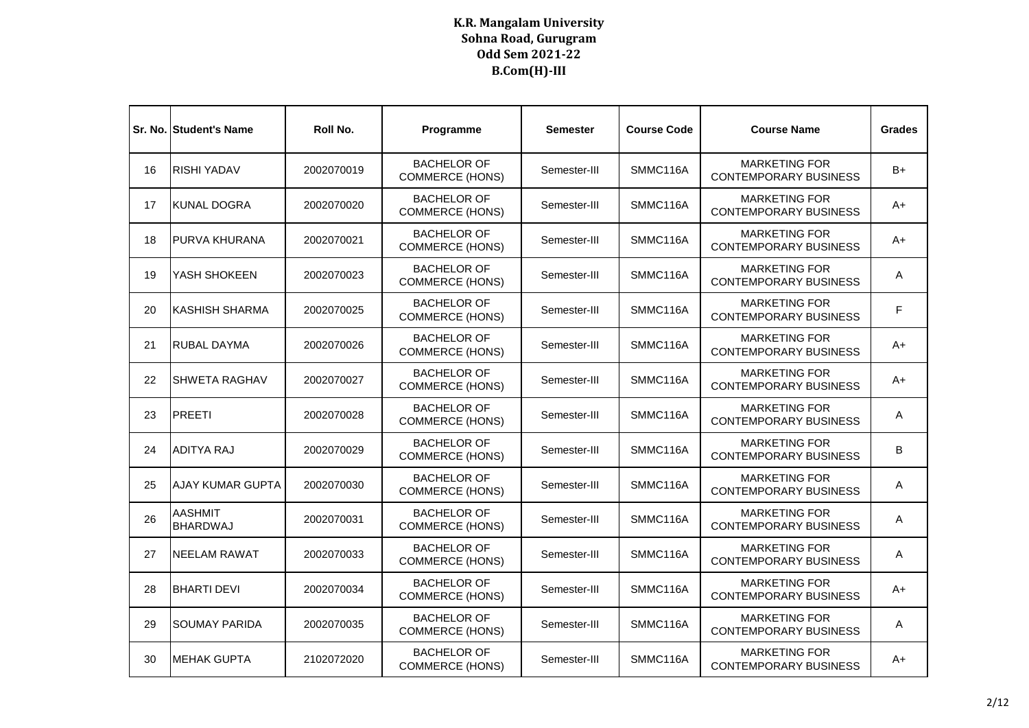# K.R. Mangalam University
## Sohna Road, Gurugram
## Odd Sem 2021-22
## B.Com(H)-III

| Sr. No. | Student's Name | Roll No. | Programme | Semester | Course Code | Course Name | Grades |
|---|---|---|---|---|---|---|---|
| 16 | RISHI YADAV | 2002070019 | BACHELOR OF COMMERCE (HONS) | Semester-III | SMMC116A | MARKETING FOR CONTEMPORARY BUSINESS | B+ |
| 17 | KUNAL DOGRA | 2002070020 | BACHELOR OF COMMERCE (HONS) | Semester-III | SMMC116A | MARKETING FOR CONTEMPORARY BUSINESS | A+ |
| 18 | PURVA KHURANA | 2002070021 | BACHELOR OF COMMERCE (HONS) | Semester-III | SMMC116A | MARKETING FOR CONTEMPORARY BUSINESS | A+ |
| 19 | YASH SHOKEEN | 2002070023 | BACHELOR OF COMMERCE (HONS) | Semester-III | SMMC116A | MARKETING FOR CONTEMPORARY BUSINESS | A |
| 20 | KASHISH SHARMA | 2002070025 | BACHELOR OF COMMERCE (HONS) | Semester-III | SMMC116A | MARKETING FOR CONTEMPORARY BUSINESS | F |
| 21 | RUBAL DAYMA | 2002070026 | BACHELOR OF COMMERCE (HONS) | Semester-III | SMMC116A | MARKETING FOR CONTEMPORARY BUSINESS | A+ |
| 22 | SHWETA RAGHAV | 2002070027 | BACHELOR OF COMMERCE (HONS) | Semester-III | SMMC116A | MARKETING FOR CONTEMPORARY BUSINESS | A+ |
| 23 | PREETI | 2002070028 | BACHELOR OF COMMERCE (HONS) | Semester-III | SMMC116A | MARKETING FOR CONTEMPORARY BUSINESS | A |
| 24 | ADITYA RAJ | 2002070029 | BACHELOR OF COMMERCE (HONS) | Semester-III | SMMC116A | MARKETING FOR CONTEMPORARY BUSINESS | B |
| 25 | AJAY KUMAR GUPTA | 2002070030 | BACHELOR OF COMMERCE (HONS) | Semester-III | SMMC116A | MARKETING FOR CONTEMPORARY BUSINESS | A |
| 26 | AASHMIT BHARDWAJ | 2002070031 | BACHELOR OF COMMERCE (HONS) | Semester-III | SMMC116A | MARKETING FOR CONTEMPORARY BUSINESS | A |
| 27 | NEELAM RAWAT | 2002070033 | BACHELOR OF COMMERCE (HONS) | Semester-III | SMMC116A | MARKETING FOR CONTEMPORARY BUSINESS | A |
| 28 | BHARTI DEVI | 2002070034 | BACHELOR OF COMMERCE (HONS) | Semester-III | SMMC116A | MARKETING FOR CONTEMPORARY BUSINESS | A+ |
| 29 | SOUMAY PARIDA | 2002070035 | BACHELOR OF COMMERCE (HONS) | Semester-III | SMMC116A | MARKETING FOR CONTEMPORARY BUSINESS | A |
| 30 | MEHAK GUPTA | 2102072020 | BACHELOR OF COMMERCE (HONS) | Semester-III | SMMC116A | MARKETING FOR CONTEMPORARY BUSINESS | A+ |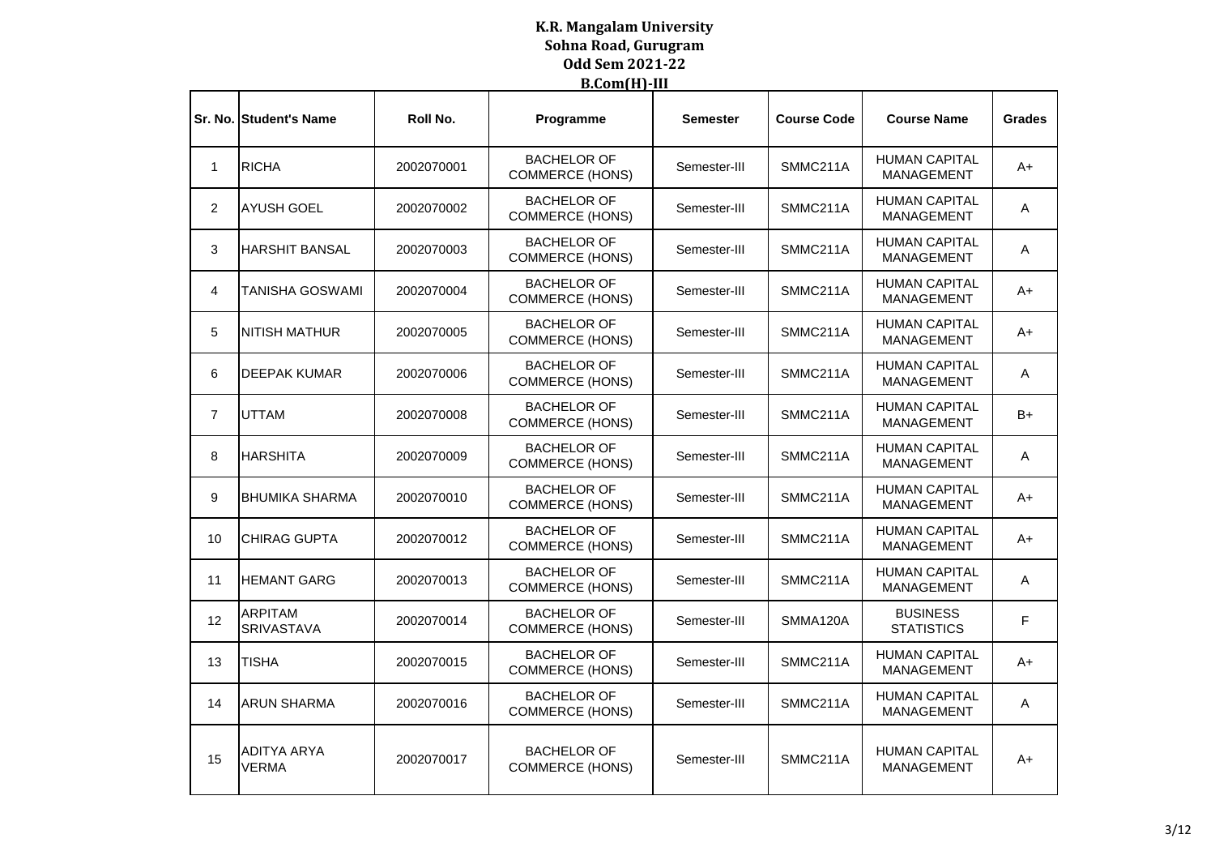# K.R. Mangalam University
## Sohna Road, Gurugram
## Odd Sem 2021-22
## B.Com(H)-III

| Sr. No. | Student's Name | Roll No. | Programme | Semester | Course Code | Course Name | Grades |
|---|---|---|---|---|---|---|---|
| 1 | RICHA | 2002070001 | BACHELOR OF COMMERCE (HONS) | Semester-III | SMMC211A | HUMAN CAPITAL MANAGEMENT | A+ |
| 2 | AYUSH GOEL | 2002070002 | BACHELOR OF COMMERCE (HONS) | Semester-III | SMMC211A | HUMAN CAPITAL MANAGEMENT | A |
| 3 | HARSHIT BANSAL | 2002070003 | BACHELOR OF COMMERCE (HONS) | Semester-III | SMMC211A | HUMAN CAPITAL MANAGEMENT | A |
| 4 | TANISHA GOSWAMI | 2002070004 | BACHELOR OF COMMERCE (HONS) | Semester-III | SMMC211A | HUMAN CAPITAL MANAGEMENT | A+ |
| 5 | NITISH MATHUR | 2002070005 | BACHELOR OF COMMERCE (HONS) | Semester-III | SMMC211A | HUMAN CAPITAL MANAGEMENT | A+ |
| 6 | DEEPAK KUMAR | 2002070006 | BACHELOR OF COMMERCE (HONS) | Semester-III | SMMC211A | HUMAN CAPITAL MANAGEMENT | A |
| 7 | UTTAM | 2002070008 | BACHELOR OF COMMERCE (HONS) | Semester-III | SMMC211A | HUMAN CAPITAL MANAGEMENT | B+ |
| 8 | HARSHITA | 2002070009 | BACHELOR OF COMMERCE (HONS) | Semester-III | SMMC211A | HUMAN CAPITAL MANAGEMENT | A |
| 9 | BHUMIKA SHARMA | 2002070010 | BACHELOR OF COMMERCE (HONS) | Semester-III | SMMC211A | HUMAN CAPITAL MANAGEMENT | A+ |
| 10 | CHIRAG GUPTA | 2002070012 | BACHELOR OF COMMERCE (HONS) | Semester-III | SMMC211A | HUMAN CAPITAL MANAGEMENT | A+ |
| 11 | HEMANT GARG | 2002070013 | BACHELOR OF COMMERCE (HONS) | Semester-III | SMMC211A | HUMAN CAPITAL MANAGEMENT | A |
| 12 | ARPITAM SRIVASTAVA | 2002070014 | BACHELOR OF COMMERCE (HONS) | Semester-III | SMMA120A | BUSINESS STATISTICS | F |
| 13 | TISHA | 2002070015 | BACHELOR OF COMMERCE (HONS) | Semester-III | SMMC211A | HUMAN CAPITAL MANAGEMENT | A+ |
| 14 | ARUN SHARMA | 2002070016 | BACHELOR OF COMMERCE (HONS) | Semester-III | SMMC211A | HUMAN CAPITAL MANAGEMENT | A |
| 15 | ADITYA ARYA VERMA | 2002070017 | BACHELOR OF COMMERCE (HONS) | Semester-III | SMMC211A | HUMAN CAPITAL MANAGEMENT | A+ |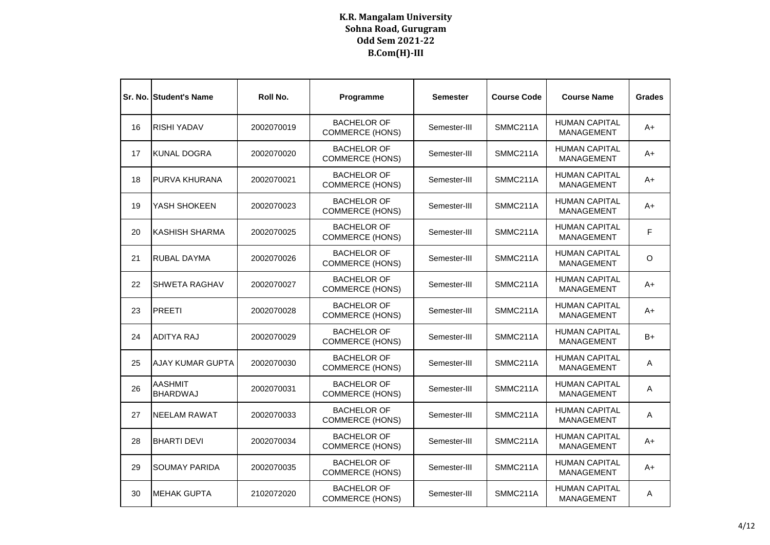# K.R. Mangalam University
## Sohna Road, Gurugram
## Odd Sem 2021-22
## B.Com(H)-III

| Sr. No. | Student's Name | Roll No. | Programme | Semester | Course Code | Course Name | Grades |
|---|---|---|---|---|---|---|---|
| 16 | RISHI YADAV | 2002070019 | BACHELOR OF COMMERCE (HONS) | Semester-III | SMMC211A | HUMAN CAPITAL MANAGEMENT | A+ |
| 17 | KUNAL DOGRA | 2002070020 | BACHELOR OF COMMERCE (HONS) | Semester-III | SMMC211A | HUMAN CAPITAL MANAGEMENT | A+ |
| 18 | PURVA KHURANA | 2002070021 | BACHELOR OF COMMERCE (HONS) | Semester-III | SMMC211A | HUMAN CAPITAL MANAGEMENT | A+ |
| 19 | YASH SHOKEEN | 2002070023 | BACHELOR OF COMMERCE (HONS) | Semester-III | SMMC211A | HUMAN CAPITAL MANAGEMENT | A+ |
| 20 | KASHISH SHARMA | 2002070025 | BACHELOR OF COMMERCE (HONS) | Semester-III | SMMC211A | HUMAN CAPITAL MANAGEMENT | F |
| 21 | RUBAL DAYMA | 2002070026 | BACHELOR OF COMMERCE (HONS) | Semester-III | SMMC211A | HUMAN CAPITAL MANAGEMENT | O |
| 22 | SHWETA RAGHAV | 2002070027 | BACHELOR OF COMMERCE (HONS) | Semester-III | SMMC211A | HUMAN CAPITAL MANAGEMENT | A+ |
| 23 | PREETI | 2002070028 | BACHELOR OF COMMERCE (HONS) | Semester-III | SMMC211A | HUMAN CAPITAL MANAGEMENT | A+ |
| 24 | ADITYA RAJ | 2002070029 | BACHELOR OF COMMERCE (HONS) | Semester-III | SMMC211A | HUMAN CAPITAL MANAGEMENT | B+ |
| 25 | AJAY KUMAR GUPTA | 2002070030 | BACHELOR OF COMMERCE (HONS) | Semester-III | SMMC211A | HUMAN CAPITAL MANAGEMENT | A |
| 26 | AASHMIT BHARDWAJ | 2002070031 | BACHELOR OF COMMERCE (HONS) | Semester-III | SMMC211A | HUMAN CAPITAL MANAGEMENT | A |
| 27 | NEELAM RAWAT | 2002070033 | BACHELOR OF COMMERCE (HONS) | Semester-III | SMMC211A | HUMAN CAPITAL MANAGEMENT | A |
| 28 | BHARTI DEVI | 2002070034 | BACHELOR OF COMMERCE (HONS) | Semester-III | SMMC211A | HUMAN CAPITAL MANAGEMENT | A+ |
| 29 | SOUMAY PARIDA | 2002070035 | BACHELOR OF COMMERCE (HONS) | Semester-III | SMMC211A | HUMAN CAPITAL MANAGEMENT | A+ |
| 30 | MEHAK GUPTA | 2102072020 | BACHELOR OF COMMERCE (HONS) | Semester-III | SMMC211A | HUMAN CAPITAL MANAGEMENT | A |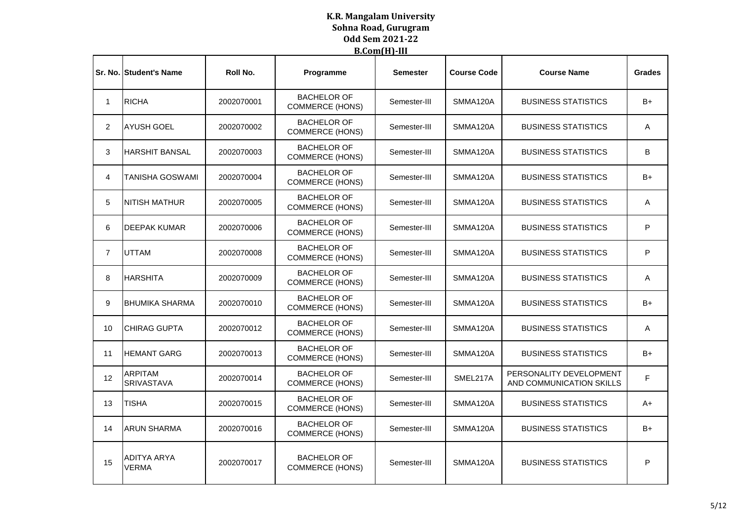**K.R. Mangalam University**
**Sohna Road, Gurugram**
**Odd Sem 2021-22**
**B.Com(H)-III**

| Sr. No. | Student's Name | Roll No. | Programme | Semester | Course Code | Course Name | Grades |
|---|---|---|---|---|---|---|---|
| 1 | RICHA | 2002070001 | BACHELOR OF COMMERCE (HONS) | Semester-III | SMMA120A | BUSINESS STATISTICS | B+ |
| 2 | AYUSH GOEL | 2002070002 | BACHELOR OF COMMERCE (HONS) | Semester-III | SMMA120A | BUSINESS STATISTICS | A |
| 3 | HARSHIT BANSAL | 2002070003 | BACHELOR OF COMMERCE (HONS) | Semester-III | SMMA120A | BUSINESS STATISTICS | B |
| 4 | TANISHA GOSWAMI | 2002070004 | BACHELOR OF COMMERCE (HONS) | Semester-III | SMMA120A | BUSINESS STATISTICS | B+ |
| 5 | NITISH MATHUR | 2002070005 | BACHELOR OF COMMERCE (HONS) | Semester-III | SMMA120A | BUSINESS STATISTICS | A |
| 6 | DEEPAK KUMAR | 2002070006 | BACHELOR OF COMMERCE (HONS) | Semester-III | SMMA120A | BUSINESS STATISTICS | P |
| 7 | UTTAM | 2002070008 | BACHELOR OF COMMERCE (HONS) | Semester-III | SMMA120A | BUSINESS STATISTICS | P |
| 8 | HARSHITA | 2002070009 | BACHELOR OF COMMERCE (HONS) | Semester-III | SMMA120A | BUSINESS STATISTICS | A |
| 9 | BHUMIKA SHARMA | 2002070010 | BACHELOR OF COMMERCE (HONS) | Semester-III | SMMA120A | BUSINESS STATISTICS | B+ |
| 10 | CHIRAG GUPTA | 2002070012 | BACHELOR OF COMMERCE (HONS) | Semester-III | SMMA120A | BUSINESS STATISTICS | A |
| 11 | HEMANT GARG | 2002070013 | BACHELOR OF COMMERCE (HONS) | Semester-III | SMMA120A | BUSINESS STATISTICS | B+ |
| 12 | ARPITAM SRIVASTAVA | 2002070014 | BACHELOR OF COMMERCE (HONS) | Semester-III | SMEL217A | PERSONALITY DEVELOPMENT AND COMMUNICATION SKILLS | F |
| 13 | TISHA | 2002070015 | BACHELOR OF COMMERCE (HONS) | Semester-III | SMMA120A | BUSINESS STATISTICS | A+ |
| 14 | ARUN SHARMA | 2002070016 | BACHELOR OF COMMERCE (HONS) | Semester-III | SMMA120A | BUSINESS STATISTICS | B+ |
| 15 | ADITYA ARYA VERMA | 2002070017 | BACHELOR OF COMMERCE (HONS) | Semester-III | SMMA120A | BUSINESS STATISTICS | P |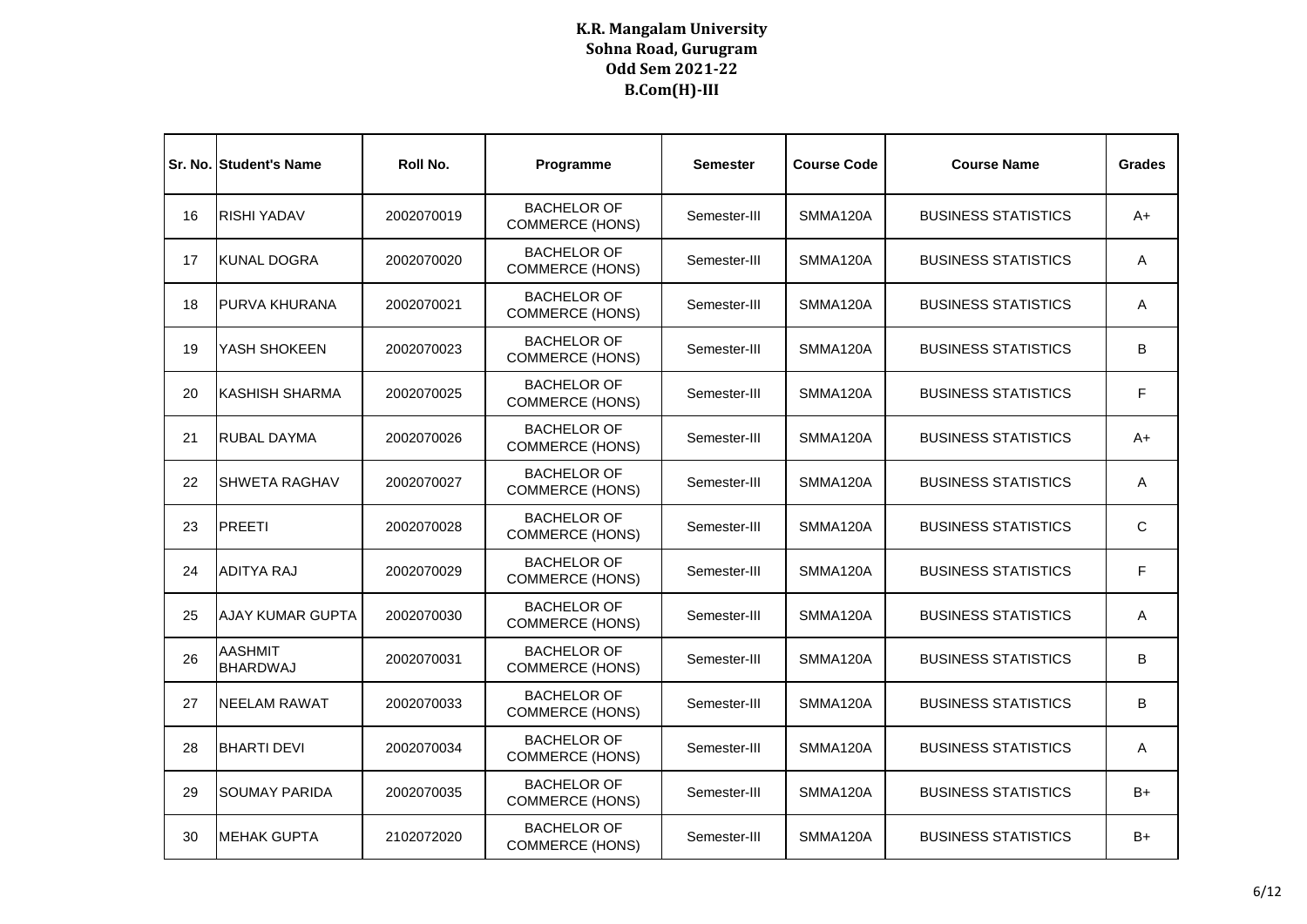**K.R. Mangalam University**
**Sohna Road, Gurugram**
**Odd Sem 2021-22**
**B.Com(H)-III**

| Sr. No. | Student's Name | Roll No. | Programme | Semester | Course Code | Course Name | Grades |
|---|---|---|---|---|---|---|---|
| 16 | RISHI YADAV | 2002070019 | BACHELOR OF COMMERCE (HONS) | Semester-III | SMMA120A | BUSINESS STATISTICS | A+ |
| 17 | KUNAL DOGRA | 2002070020 | BACHELOR OF COMMERCE (HONS) | Semester-III | SMMA120A | BUSINESS STATISTICS | A |
| 18 | PURVA KHURANA | 2002070021 | BACHELOR OF COMMERCE (HONS) | Semester-III | SMMA120A | BUSINESS STATISTICS | A |
| 19 | YASH SHOKEEN | 2002070023 | BACHELOR OF COMMERCE (HONS) | Semester-III | SMMA120A | BUSINESS STATISTICS | B |
| 20 | KASHISH SHARMA | 2002070025 | BACHELOR OF COMMERCE (HONS) | Semester-III | SMMA120A | BUSINESS STATISTICS | F |
| 21 | RUBAL DAYMA | 2002070026 | BACHELOR OF COMMERCE (HONS) | Semester-III | SMMA120A | BUSINESS STATISTICS | A+ |
| 22 | SHWETA RAGHAV | 2002070027 | BACHELOR OF COMMERCE (HONS) | Semester-III | SMMA120A | BUSINESS STATISTICS | A |
| 23 | PREETI | 2002070028 | BACHELOR OF COMMERCE (HONS) | Semester-III | SMMA120A | BUSINESS STATISTICS | C |
| 24 | ADITYA RAJ | 2002070029 | BACHELOR OF COMMERCE (HONS) | Semester-III | SMMA120A | BUSINESS STATISTICS | F |
| 25 | AJAY KUMAR GUPTA | 2002070030 | BACHELOR OF COMMERCE (HONS) | Semester-III | SMMA120A | BUSINESS STATISTICS | A |
| 26 | AASHMIT BHARDWAJ | 2002070031 | BACHELOR OF COMMERCE (HONS) | Semester-III | SMMA120A | BUSINESS STATISTICS | B |
| 27 | NEELAM RAWAT | 2002070033 | BACHELOR OF COMMERCE (HONS) | Semester-III | SMMA120A | BUSINESS STATISTICS | B |
| 28 | BHARTI DEVI | 2002070034 | BACHELOR OF COMMERCE (HONS) | Semester-III | SMMA120A | BUSINESS STATISTICS | A |
| 29 | SOUMAY PARIDA | 2002070035 | BACHELOR OF COMMERCE (HONS) | Semester-III | SMMA120A | BUSINESS STATISTICS | B+ |
| 30 | MEHAK GUPTA | 2102072020 | BACHELOR OF COMMERCE (HONS) | Semester-III | SMMA120A | BUSINESS STATISTICS | B+ |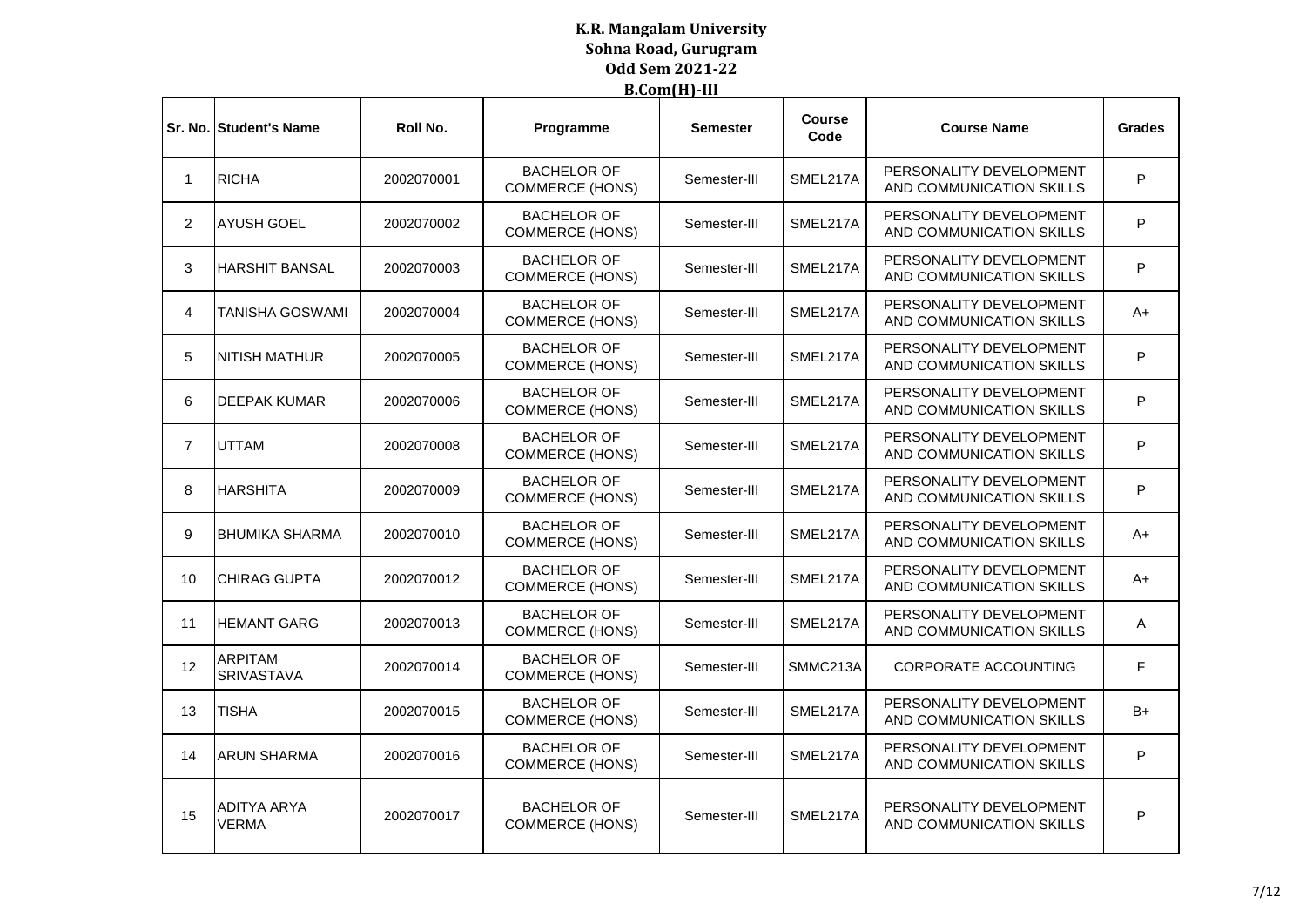**K.R. Mangalam University**
**Sohna Road, Gurugram**
**Odd Sem 2021-22**
**B.Com(H)-III**

| Sr. No. | Student's Name | Roll No. | Programme | Semester | Course Code | Course Name | Grades |
|---|---|---|---|---|---|---|---|
| 1 | RICHA | 2002070001 | BACHELOR OF COMMERCE (HONS) | Semester-III | SMEL217A | PERSONALITY DEVELOPMENT AND COMMUNICATION SKILLS | P |
| 2 | AYUSH GOEL | 2002070002 | BACHELOR OF COMMERCE (HONS) | Semester-III | SMEL217A | PERSONALITY DEVELOPMENT AND COMMUNICATION SKILLS | P |
| 3 | HARSHIT BANSAL | 2002070003 | BACHELOR OF COMMERCE (HONS) | Semester-III | SMEL217A | PERSONALITY DEVELOPMENT AND COMMUNICATION SKILLS | P |
| 4 | TANISHA GOSWAMI | 2002070004 | BACHELOR OF COMMERCE (HONS) | Semester-III | SMEL217A | PERSONALITY DEVELOPMENT AND COMMUNICATION SKILLS | A+ |
| 5 | NITISH MATHUR | 2002070005 | BACHELOR OF COMMERCE (HONS) | Semester-III | SMEL217A | PERSONALITY DEVELOPMENT AND COMMUNICATION SKILLS | P |
| 6 | DEEPAK KUMAR | 2002070006 | BACHELOR OF COMMERCE (HONS) | Semester-III | SMEL217A | PERSONALITY DEVELOPMENT AND COMMUNICATION SKILLS | P |
| 7 | UTTAM | 2002070008 | BACHELOR OF COMMERCE (HONS) | Semester-III | SMEL217A | PERSONALITY DEVELOPMENT AND COMMUNICATION SKILLS | P |
| 8 | HARSHITA | 2002070009 | BACHELOR OF COMMERCE (HONS) | Semester-III | SMEL217A | PERSONALITY DEVELOPMENT AND COMMUNICATION SKILLS | P |
| 9 | BHUMIKA SHARMA | 2002070010 | BACHELOR OF COMMERCE (HONS) | Semester-III | SMEL217A | PERSONALITY DEVELOPMENT AND COMMUNICATION SKILLS | A+ |
| 10 | CHIRAG GUPTA | 2002070012 | BACHELOR OF COMMERCE (HONS) | Semester-III | SMEL217A | PERSONALITY DEVELOPMENT AND COMMUNICATION SKILLS | A+ |
| 11 | HEMANT GARG | 2002070013 | BACHELOR OF COMMERCE (HONS) | Semester-III | SMEL217A | PERSONALITY DEVELOPMENT AND COMMUNICATION SKILLS | A |
| 12 | ARPITAM SRIVASTAVA | 2002070014 | BACHELOR OF COMMERCE (HONS) | Semester-III | SMMC213A | CORPORATE ACCOUNTING | F |
| 13 | TISHA | 2002070015 | BACHELOR OF COMMERCE (HONS) | Semester-III | SMEL217A | PERSONALITY DEVELOPMENT AND COMMUNICATION SKILLS | B+ |
| 14 | ARUN SHARMA | 2002070016 | BACHELOR OF COMMERCE (HONS) | Semester-III | SMEL217A | PERSONALITY DEVELOPMENT AND COMMUNICATION SKILLS | P |
| 15 | ADITYA ARYA VERMA | 2002070017 | BACHELOR OF COMMERCE (HONS) | Semester-III | SMEL217A | PERSONALITY DEVELOPMENT AND COMMUNICATION SKILLS | P |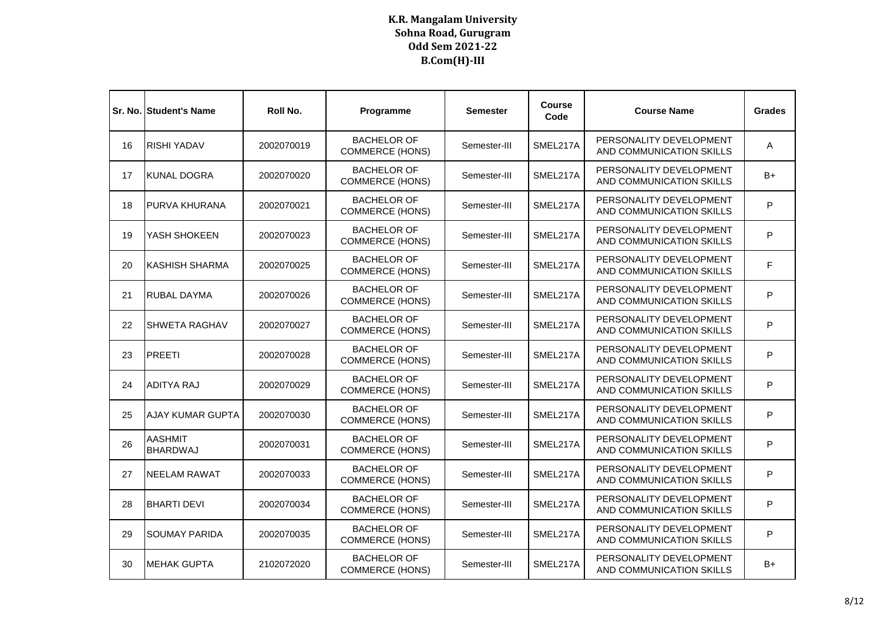**K.R. Mangalam University**
**Sohna Road, Gurugram**
**Odd Sem 2021-22**
**B.Com(H)-III**

| Sr. No. | Student's Name | Roll No. | Programme | Semester | Course Code | Course Name | Grades |
|---|---|---|---|---|---|---|---|
| 16 | RISHI YADAV | 2002070019 | BACHELOR OF COMMERCE (HONS) | Semester-III | SMEL217A | PERSONALITY DEVELOPMENT AND COMMUNICATION SKILLS | A |
| 17 | KUNAL DOGRA | 2002070020 | BACHELOR OF COMMERCE (HONS) | Semester-III | SMEL217A | PERSONALITY DEVELOPMENT AND COMMUNICATION SKILLS | B+ |
| 18 | PURVA KHURANA | 2002070021 | BACHELOR OF COMMERCE (HONS) | Semester-III | SMEL217A | PERSONALITY DEVELOPMENT AND COMMUNICATION SKILLS | P |
| 19 | YASH SHOKEEN | 2002070023 | BACHELOR OF COMMERCE (HONS) | Semester-III | SMEL217A | PERSONALITY DEVELOPMENT AND COMMUNICATION SKILLS | P |
| 20 | KASHISH SHARMA | 2002070025 | BACHELOR OF COMMERCE (HONS) | Semester-III | SMEL217A | PERSONALITY DEVELOPMENT AND COMMUNICATION SKILLS | F |
| 21 | RUBAL DAYMA | 2002070026 | BACHELOR OF COMMERCE (HONS) | Semester-III | SMEL217A | PERSONALITY DEVELOPMENT AND COMMUNICATION SKILLS | P |
| 22 | SHWETA RAGHAV | 2002070027 | BACHELOR OF COMMERCE (HONS) | Semester-III | SMEL217A | PERSONALITY DEVELOPMENT AND COMMUNICATION SKILLS | P |
| 23 | PREETI | 2002070028 | BACHELOR OF COMMERCE (HONS) | Semester-III | SMEL217A | PERSONALITY DEVELOPMENT AND COMMUNICATION SKILLS | P |
| 24 | ADITYA RAJ | 2002070029 | BACHELOR OF COMMERCE (HONS) | Semester-III | SMEL217A | PERSONALITY DEVELOPMENT AND COMMUNICATION SKILLS | P |
| 25 | AJAY KUMAR GUPTA | 2002070030 | BACHELOR OF COMMERCE (HONS) | Semester-III | SMEL217A | PERSONALITY DEVELOPMENT AND COMMUNICATION SKILLS | P |
| 26 | AASHMIT BHARDWAJ | 2002070031 | BACHELOR OF COMMERCE (HONS) | Semester-III | SMEL217A | PERSONALITY DEVELOPMENT AND COMMUNICATION SKILLS | P |
| 27 | NEELAM RAWAT | 2002070033 | BACHELOR OF COMMERCE (HONS) | Semester-III | SMEL217A | PERSONALITY DEVELOPMENT AND COMMUNICATION SKILLS | P |
| 28 | BHARTI DEVI | 2002070034 | BACHELOR OF COMMERCE (HONS) | Semester-III | SMEL217A | PERSONALITY DEVELOPMENT AND COMMUNICATION SKILLS | P |
| 29 | SOUMAY PARIDA | 2002070035 | BACHELOR OF COMMERCE (HONS) | Semester-III | SMEL217A | PERSONALITY DEVELOPMENT AND COMMUNICATION SKILLS | P |
| 30 | MEHAK GUPTA | 2102072020 | BACHELOR OF COMMERCE (HONS) | Semester-III | SMEL217A | PERSONALITY DEVELOPMENT AND COMMUNICATION SKILLS | B+ |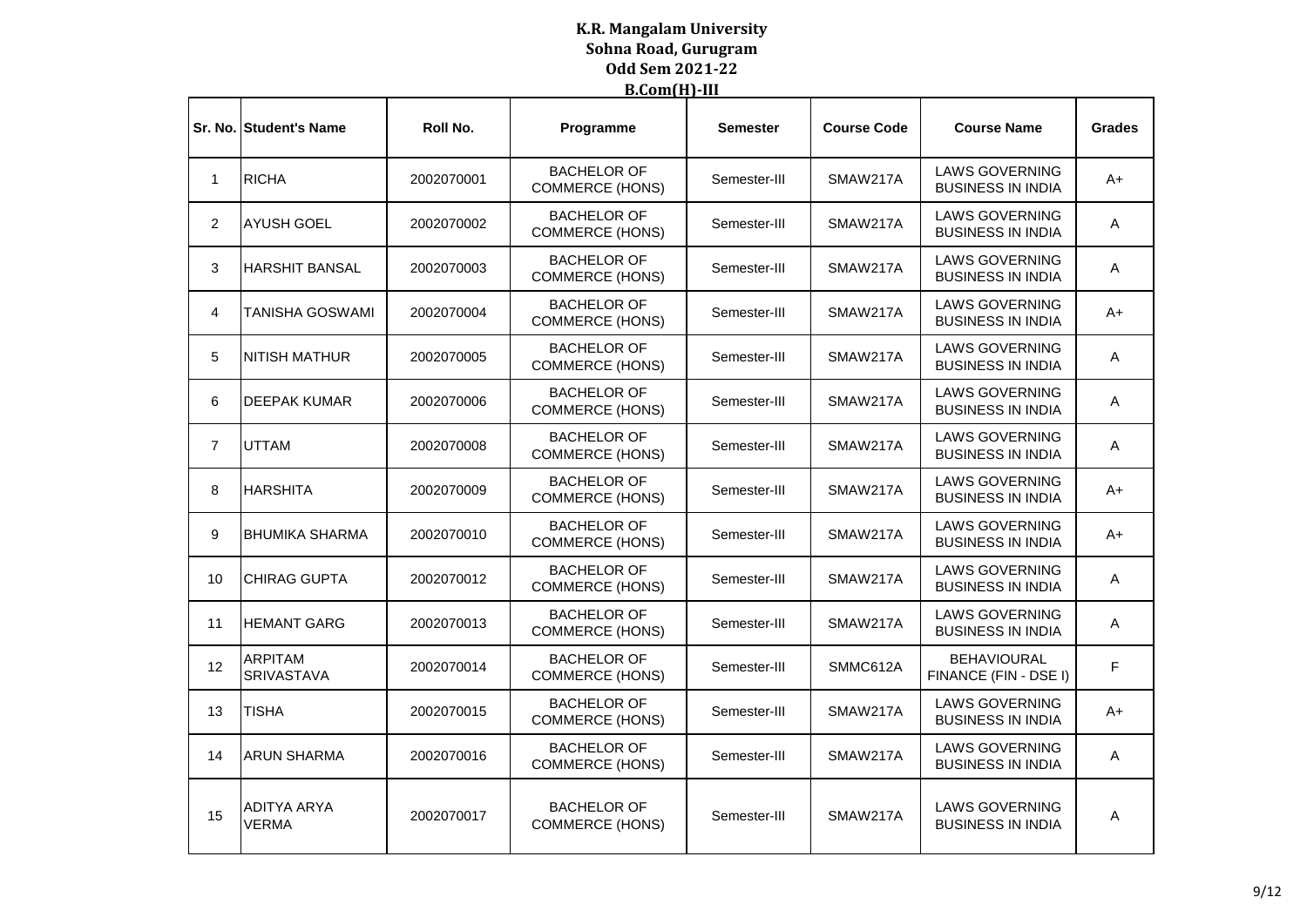**K.R. Mangalam University**
**Sohna Road, Gurugram**
**Odd Sem 2021-22**
**B.Com(H)-III**

| Sr. No. | Student's Name | Roll No. | Programme | Semester | Course Code | Course Name | Grades |
|---|---|---|---|---|---|---|---|
| 1 | RICHA | 2002070001 | BACHELOR OF COMMERCE (HONS) | Semester-III | SMAW217A | LAWS GOVERNING BUSINESS IN INDIA | A+ |
| 2 | AYUSH GOEL | 2002070002 | BACHELOR OF COMMERCE (HONS) | Semester-III | SMAW217A | LAWS GOVERNING BUSINESS IN INDIA | A |
| 3 | HARSHIT BANSAL | 2002070003 | BACHELOR OF COMMERCE (HONS) | Semester-III | SMAW217A | LAWS GOVERNING BUSINESS IN INDIA | A |
| 4 | TANISHA GOSWAMI | 2002070004 | BACHELOR OF COMMERCE (HONS) | Semester-III | SMAW217A | LAWS GOVERNING BUSINESS IN INDIA | A+ |
| 5 | NITISH MATHUR | 2002070005 | BACHELOR OF COMMERCE (HONS) | Semester-III | SMAW217A | LAWS GOVERNING BUSINESS IN INDIA | A |
| 6 | DEEPAK KUMAR | 2002070006 | BACHELOR OF COMMERCE (HONS) | Semester-III | SMAW217A | LAWS GOVERNING BUSINESS IN INDIA | A |
| 7 | UTTAM | 2002070008 | BACHELOR OF COMMERCE (HONS) | Semester-III | SMAW217A | LAWS GOVERNING BUSINESS IN INDIA | A |
| 8 | HARSHITA | 2002070009 | BACHELOR OF COMMERCE (HONS) | Semester-III | SMAW217A | LAWS GOVERNING BUSINESS IN INDIA | A+ |
| 9 | BHUMIKA SHARMA | 2002070010 | BACHELOR OF COMMERCE (HONS) | Semester-III | SMAW217A | LAWS GOVERNING BUSINESS IN INDIA | A+ |
| 10 | CHIRAG GUPTA | 2002070012 | BACHELOR OF COMMERCE (HONS) | Semester-III | SMAW217A | LAWS GOVERNING BUSINESS IN INDIA | A |
| 11 | HEMANT GARG | 2002070013 | BACHELOR OF COMMERCE (HONS) | Semester-III | SMAW217A | LAWS GOVERNING BUSINESS IN INDIA | A |
| 12 | ARPITAM SRIVASTAVA | 2002070014 | BACHELOR OF COMMERCE (HONS) | Semester-III | SMMC612A | BEHAVIOURAL FINANCE (FIN - DSE I) | F |
| 13 | TISHA | 2002070015 | BACHELOR OF COMMERCE (HONS) | Semester-III | SMAW217A | LAWS GOVERNING BUSINESS IN INDIA | A+ |
| 14 | ARUN SHARMA | 2002070016 | BACHELOR OF COMMERCE (HONS) | Semester-III | SMAW217A | LAWS GOVERNING BUSINESS IN INDIA | A |
| 15 | ADITYA ARYA VERMA | 2002070017 | BACHELOR OF COMMERCE (HONS) | Semester-III | SMAW217A | LAWS GOVERNING BUSINESS IN INDIA | A |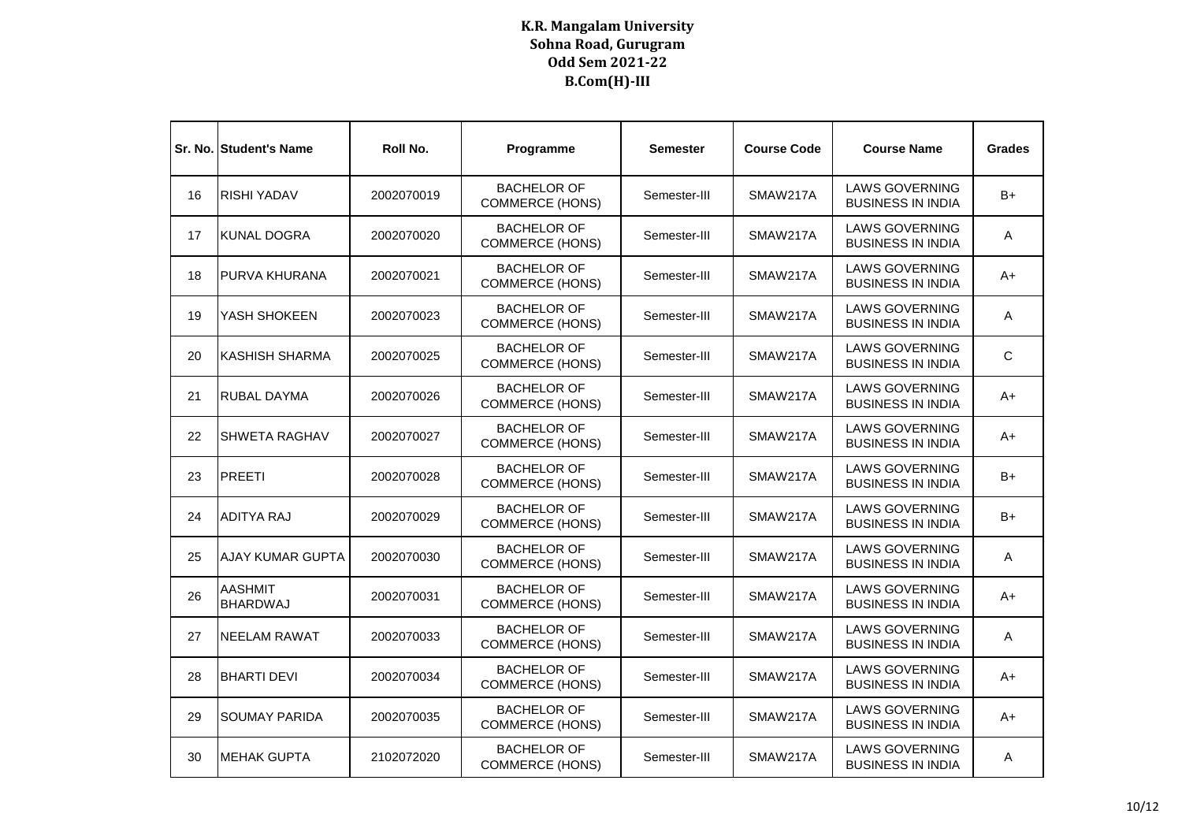# K.R. Mangalam University
## Sohna Road, Gurugram
## Odd Sem 2021-22
## B.Com(H)-III

| Sr. No. | Student's Name | Roll No. | Programme | Semester | Course Code | Course Name | Grades |
|---|---|---|---|---|---|---|---|
| 16 | RISHI YADAV | 2002070019 | BACHELOR OF COMMERCE (HONS) | Semester-III | SMAW217A | LAWS GOVERNING BUSINESS IN INDIA | B+ |
| 17 | KUNAL DOGRA | 2002070020 | BACHELOR OF COMMERCE (HONS) | Semester-III | SMAW217A | LAWS GOVERNING BUSINESS IN INDIA | A |
| 18 | PURVA KHURANA | 2002070021 | BACHELOR OF COMMERCE (HONS) | Semester-III | SMAW217A | LAWS GOVERNING BUSINESS IN INDIA | A+ |
| 19 | YASH SHOKEEN | 2002070023 | BACHELOR OF COMMERCE (HONS) | Semester-III | SMAW217A | LAWS GOVERNING BUSINESS IN INDIA | A |
| 20 | KASHISH SHARMA | 2002070025 | BACHELOR OF COMMERCE (HONS) | Semester-III | SMAW217A | LAWS GOVERNING BUSINESS IN INDIA | C |
| 21 | RUBAL DAYMA | 2002070026 | BACHELOR OF COMMERCE (HONS) | Semester-III | SMAW217A | LAWS GOVERNING BUSINESS IN INDIA | A+ |
| 22 | SHWETA RAGHAV | 2002070027 | BACHELOR OF COMMERCE (HONS) | Semester-III | SMAW217A | LAWS GOVERNING BUSINESS IN INDIA | A+ |
| 23 | PREETI | 2002070028 | BACHELOR OF COMMERCE (HONS) | Semester-III | SMAW217A | LAWS GOVERNING BUSINESS IN INDIA | B+ |
| 24 | ADITYA RAJ | 2002070029 | BACHELOR OF COMMERCE (HONS) | Semester-III | SMAW217A | LAWS GOVERNING BUSINESS IN INDIA | B+ |
| 25 | AJAY KUMAR GUPTA | 2002070030 | BACHELOR OF COMMERCE (HONS) | Semester-III | SMAW217A | LAWS GOVERNING BUSINESS IN INDIA | A |
| 26 | AASHMIT BHARDWAJ | 2002070031 | BACHELOR OF COMMERCE (HONS) | Semester-III | SMAW217A | LAWS GOVERNING BUSINESS IN INDIA | A+ |
| 27 | NEELAM RAWAT | 2002070033 | BACHELOR OF COMMERCE (HONS) | Semester-III | SMAW217A | LAWS GOVERNING BUSINESS IN INDIA | A |
| 28 | BHARTI DEVI | 2002070034 | BACHELOR OF COMMERCE (HONS) | Semester-III | SMAW217A | LAWS GOVERNING BUSINESS IN INDIA | A+ |
| 29 | SOUMAY PARIDA | 2002070035 | BACHELOR OF COMMERCE (HONS) | Semester-III | SMAW217A | LAWS GOVERNING BUSINESS IN INDIA | A+ |
| 30 | MEHAK GUPTA | 2102072020 | BACHELOR OF COMMERCE (HONS) | Semester-III | SMAW217A | LAWS GOVERNING BUSINESS IN INDIA | A |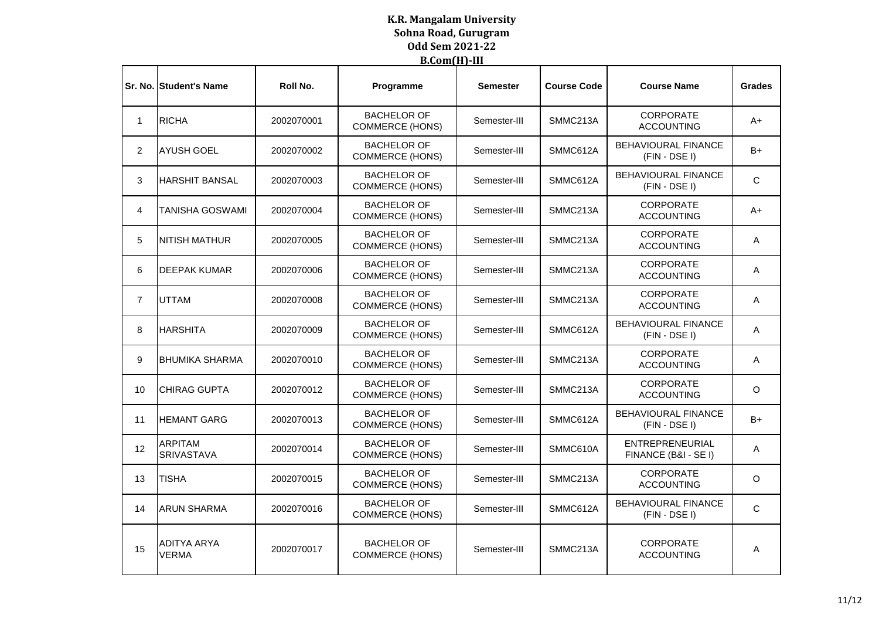# K.R. Mangalam University
## Sohna Road, Gurugram
## Odd Sem 2021-22
## B.Com(H)-III

| Sr. No. | Student's Name | Roll No. | Programme | Semester | Course Code | Course Name | Grades |
|---|---|---|---|---|---|---|---|
| 1 | RICHA | 2002070001 | BACHELOR OF COMMERCE (HONS) | Semester-III | SMMC213A | CORPORATE ACCOUNTING | A+ |
| 2 | AYUSH GOEL | 2002070002 | BACHELOR OF COMMERCE (HONS) | Semester-III | SMMC612A | BEHAVIOURAL FINANCE (FIN - DSE I) | B+ |
| 3 | HARSHIT BANSAL | 2002070003 | BACHELOR OF COMMERCE (HONS) | Semester-III | SMMC612A | BEHAVIOURAL FINANCE (FIN - DSE I) | C |
| 4 | TANISHA GOSWAMI | 2002070004 | BACHELOR OF COMMERCE (HONS) | Semester-III | SMMC213A | CORPORATE ACCOUNTING | A+ |
| 5 | NITISH MATHUR | 2002070005 | BACHELOR OF COMMERCE (HONS) | Semester-III | SMMC213A | CORPORATE ACCOUNTING | A |
| 6 | DEEPAK KUMAR | 2002070006 | BACHELOR OF COMMERCE (HONS) | Semester-III | SMMC213A | CORPORATE ACCOUNTING | A |
| 7 | UTTAM | 2002070008 | BACHELOR OF COMMERCE (HONS) | Semester-III | SMMC213A | CORPORATE ACCOUNTING | A |
| 8 | HARSHITA | 2002070009 | BACHELOR OF COMMERCE (HONS) | Semester-III | SMMC612A | BEHAVIOURAL FINANCE (FIN - DSE I) | A |
| 9 | BHUMIKA SHARMA | 2002070010 | BACHELOR OF COMMERCE (HONS) | Semester-III | SMMC213A | CORPORATE ACCOUNTING | A |
| 10 | CHIRAG GUPTA | 2002070012 | BACHELOR OF COMMERCE (HONS) | Semester-III | SMMC213A | CORPORATE ACCOUNTING | O |
| 11 | HEMANT GARG | 2002070013 | BACHELOR OF COMMERCE (HONS) | Semester-III | SMMC612A | BEHAVIOURAL FINANCE (FIN - DSE I) | B+ |
| 12 | ARPITAM SRIVASTAVA | 2002070014 | BACHELOR OF COMMERCE (HONS) | Semester-III | SMMC610A | ENTREPRENEURIAL FINANCE (B&I - SE I) | A |
| 13 | TISHA | 2002070015 | BACHELOR OF COMMERCE (HONS) | Semester-III | SMMC213A | CORPORATE ACCOUNTING | O |
| 14 | ARUN SHARMA | 2002070016 | BACHELOR OF COMMERCE (HONS) | Semester-III | SMMC612A | BEHAVIOURAL FINANCE (FIN - DSE I) | C |
| 15 | ADITYA ARYA VERMA | 2002070017 | BACHELOR OF COMMERCE (HONS) | Semester-III | SMMC213A | CORPORATE ACCOUNTING | A |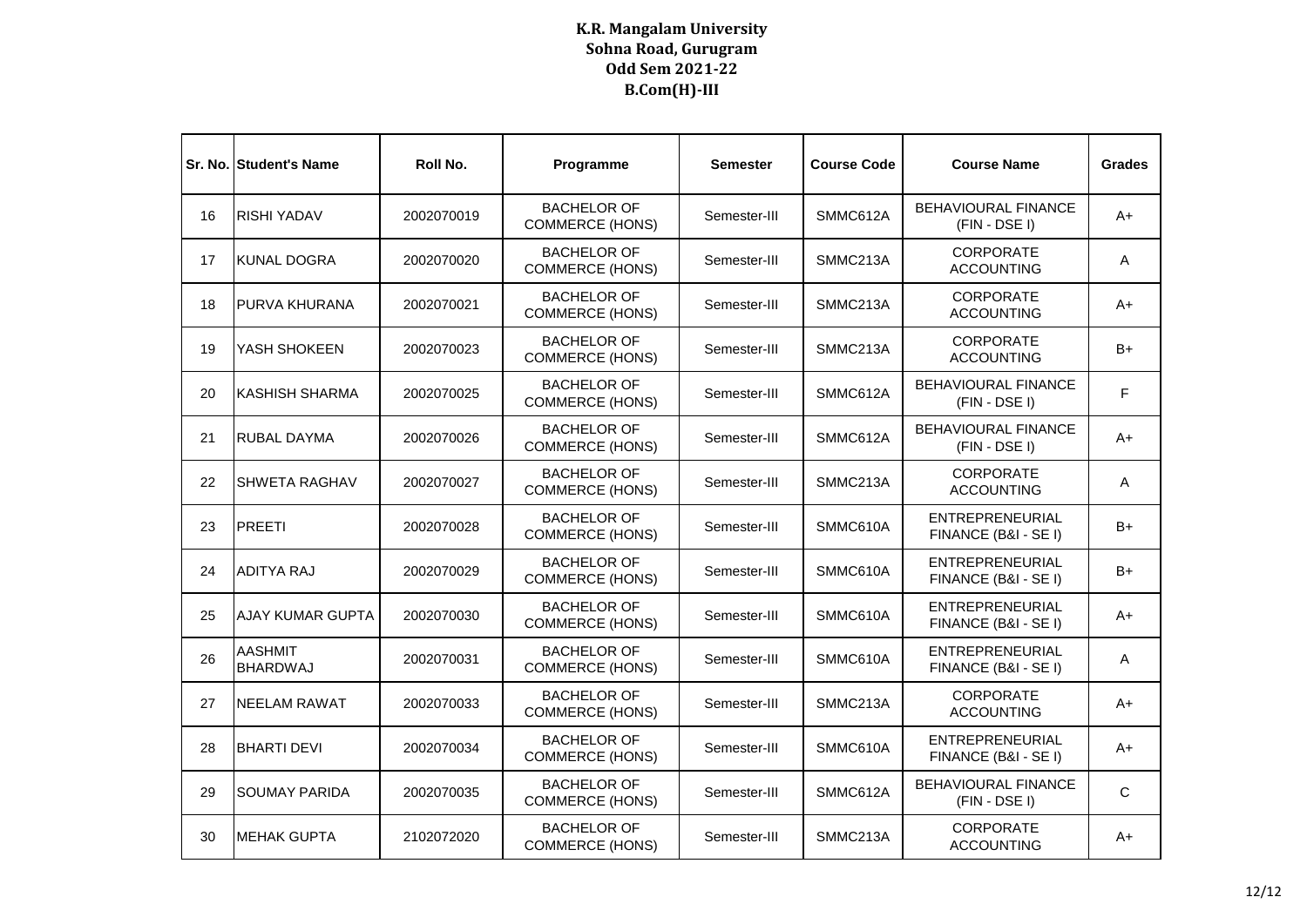**K.R. Mangalam University**
**Sohna Road, Gurugram**
**Odd Sem 2021-22**
**B.Com(H)-III**

| Sr. No. | Student's Name | Roll No. | Programme | Semester | Course Code | Course Name | Grades |
|---|---|---|---|---|---|---|---|
| 16 | RISHI YADAV | 2002070019 | BACHELOR OF COMMERCE (HONS) | Semester-III | SMMC612A | BEHAVIOURAL FINANCE (FIN - DSE I) | A+ |
| 17 | KUNAL DOGRA | 2002070020 | BACHELOR OF COMMERCE (HONS) | Semester-III | SMMC213A | CORPORATE ACCOUNTING | A |
| 18 | PURVA KHURANA | 2002070021 | BACHELOR OF COMMERCE (HONS) | Semester-III | SMMC213A | CORPORATE ACCOUNTING | A+ |
| 19 | YASH SHOKEEN | 2002070023 | BACHELOR OF COMMERCE (HONS) | Semester-III | SMMC213A | CORPORATE ACCOUNTING | B+ |
| 20 | KASHISH SHARMA | 2002070025 | BACHELOR OF COMMERCE (HONS) | Semester-III | SMMC612A | BEHAVIOURAL FINANCE (FIN - DSE I) | F |
| 21 | RUBAL DAYMA | 2002070026 | BACHELOR OF COMMERCE (HONS) | Semester-III | SMMC612A | BEHAVIOURAL FINANCE (FIN - DSE I) | A+ |
| 22 | SHWETA RAGHAV | 2002070027 | BACHELOR OF COMMERCE (HONS) | Semester-III | SMMC213A | CORPORATE ACCOUNTING | A |
| 23 | PREETI | 2002070028 | BACHELOR OF COMMERCE (HONS) | Semester-III | SMMC610A | ENTREPRENEURIAL FINANCE (B&I - SE I) | B+ |
| 24 | ADITYA RAJ | 2002070029 | BACHELOR OF COMMERCE (HONS) | Semester-III | SMMC610A | ENTREPRENEURIAL FINANCE (B&I - SE I) | B+ |
| 25 | AJAY KUMAR GUPTA | 2002070030 | BACHELOR OF COMMERCE (HONS) | Semester-III | SMMC610A | ENTREPRENEURIAL FINANCE (B&I - SE I) | A+ |
| 26 | AASHMIT BHARDWAJ | 2002070031 | BACHELOR OF COMMERCE (HONS) | Semester-III | SMMC610A | ENTREPRENEURIAL FINANCE (B&I - SE I) | A |
| 27 | NEELAM RAWAT | 2002070033 | BACHELOR OF COMMERCE (HONS) | Semester-III | SMMC213A | CORPORATE ACCOUNTING | A+ |
| 28 | BHARTI DEVI | 2002070034 | BACHELOR OF COMMERCE (HONS) | Semester-III | SMMC610A | ENTREPRENEURIAL FINANCE (B&I - SE I) | A+ |
| 29 | SOUMAY PARIDA | 2002070035 | BACHELOR OF COMMERCE (HONS) | Semester-III | SMMC612A | BEHAVIOURAL FINANCE (FIN - DSE I) | C |
| 30 | MEHAK GUPTA | 2102072020 | BACHELOR OF COMMERCE (HONS) | Semester-III | SMMC213A | CORPORATE ACCOUNTING | A+ |